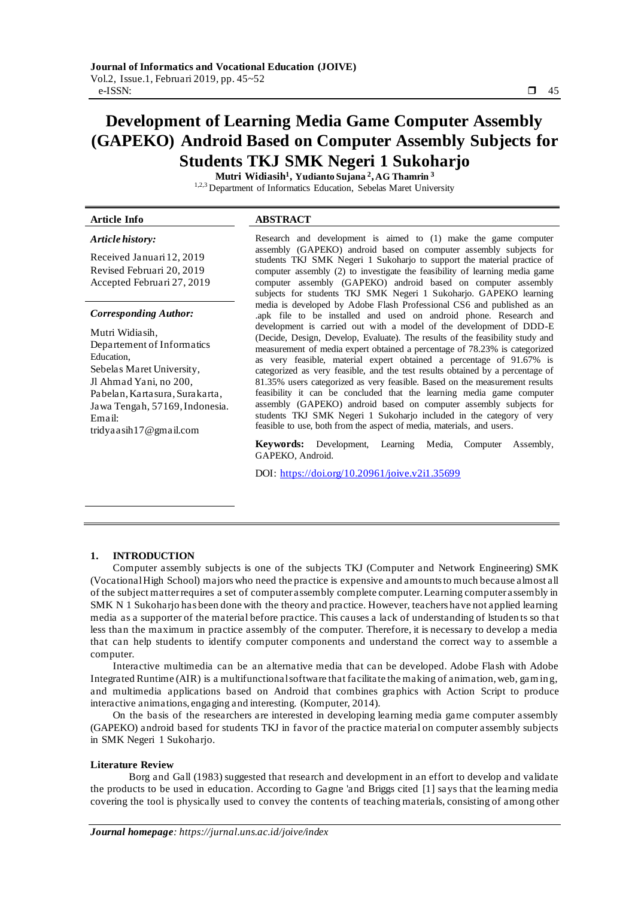# Development of Learning Media Game Computer Assembly (GAPEKO) Android Based on Computer Assembly Subjects for Students TKJ SMK Negeri 1 Sukoharjo

**Mutri Widiasih[1], Yudianto Sujana[2], AG Thamrin[3]**
[1,2,3] Department of Informatics Education, Sebelas Maret University

**Article Info**

***Article history:***

Received Januari 12, 2019
Revised Februari 20, 2019
Accepted Februari 27, 2019

***Corresponding Author:***

Mutri Widiasih,
Departement of Informatics Education,
Sebelas Maret University,
Jl Ahmad Yani, no 200,
Pabelan, Kartasura, Surakarta,
Jawa Tengah, 57169, Indonesia.
Email:
tridyaasih17@gmail.com

**ABSTRACT**

Research and development is aimed to (1) make the game computer assembly (GAPEKO) android based on computer assembly subjects for students TKJ SMK Negeri 1 Sukoharjo to support the material practice of computer assembly (2) to investigate the feasibility of learning media game computer assembly (GAPEKO) android based on computer assembly subjects for students TKJ SMK Negeri 1 Sukoharjo. GAPEKO learning media is developed by Adobe Flash Professional CS6 and published as an .apk file to be installed and used on android phone. Research and development is carried out with a model of the development of DDD-E (Decide, Design, Develop, Evaluate). The results of the feasibility study and measurement of media expert obtained a percentage of 78.23% is categorized as very feasible, material expert obtained a percentage of 91.67% is categorized as very feasible, and the test results obtained by a percentage of 81.35% users categorized as very feasible. Based on the measurement results feasibility it can be concluded that the learning media game computer assembly (GAPEKO) android based on computer assembly subjects for students TKJ SMK Negeri 1 Sukoharjo included in the category of very feasible to use, both from the aspect of media, materials, and users.

**Keywords:** Development, Learning Media, Computer Assembly, GAPEKO, Android.

DOI: https://doi.org/10.20961/joive.v2i1.35699

## 1. INTRODUCTION

Computer assembly subjects is one of the subjects TKJ (Computer and Network Engineering) SMK (Vocational High School) majors who need the practice is expensive and amounts to much because almost all of the subject matter requires a set of computer assembly complete computer. Learning computer assembly in SMK N 1 Sukoharjo has been done with the theory and practice. However, teachers have not applied learning media as a supporter of the material before practice. This causes a lack of understanding of lstudents so that less than the maximum in practice assembly of the computer. Therefore, it is necessary to develop a media that can help students to identify computer components and understand the correct way to assemble a computer.

Interactive multimedia can be an alternative media that can be developed. Adobe Flash with Adobe Integrated Runtime (AIR) is a multifunctional software that facilitate the making of animation, web, gaming, and multimedia applications based on Android that combines graphics with Action Script to produce interactive animations, engaging and interesting. (Komputer, 2014).

On the basis of the researchers are interested in developing learning media game computer assembly (GAPEKO) android based for students TKJ in favor of the practice material on computer assembly subjects in SMK Negeri 1 Sukoharjo.

### Literature Review

Borg and Gall (1983) suggested that research and development in an effort to develop and validate the products to be used in education. According to Gagne 'and Briggs cited [1] says that the learning media covering the tool is physically used to convey the contents of teaching materials, consisting of among other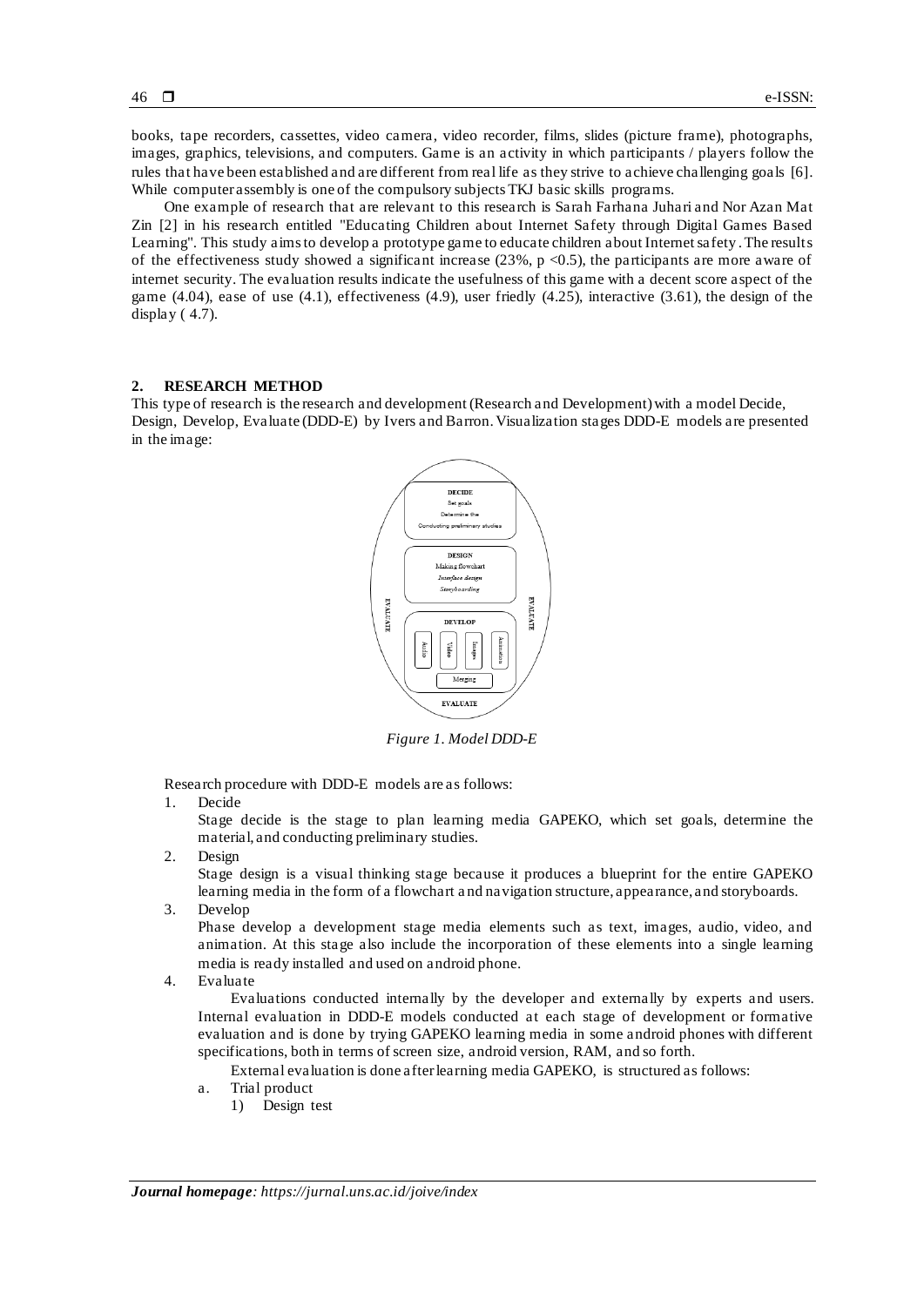books, tape recorders, cassettes, video camera, video recorder, films, slides (picture frame), photographs, images, graphics, televisions, and computers. Game is an activity in which participants / players follow the rules that have been established and are different from real life as they strive to achieve challenging goals [6]. While computer assembly is one of the compulsory subjects TKJ basic skills programs.

One example of research that are relevant to this research is Sarah Farhana Juhari and Nor Azan Mat Zin [2] in his research entitled "Educating Children about Internet Safety through Digital Games Based Learning". This study aims to develop a prototype game to educate children about Internet safety. The results of the effectiveness study showed a significant increase (23%, p <0.5), the participants are more aware of internet security. The evaluation results indicate the usefulness of this game with a decent score aspect of the game (4.04), ease of use (4.1), effectiveness (4.9), user friedly (4.25), interactive (3.61), the design of the display ( 4.7).

## 2. RESEARCH METHOD

This type of research is the research and development (Research and Development) with a model Decide, Design, Develop, Evaluate (DDD-E) by Ivers and Barron. Visualization stages DDD-E models are presented in the image:

DECIDE
Set goals
Determine the
Conducting preliminary studies

DESIGN
Making flowchart
*Interface design*
*Storyboarding*

DEVELOP
Audio | Video | Images | Animation
Merging

EVALUATE

*Figure 1. Model DDD-E*

Research procedure with DDD-E models are as follows:

1. Decide
   Stage decide is the stage to plan learning media GAPEKO, which set goals, determine the material, and conducting preliminary studies.
2. Design
   Stage design is a visual thinking stage because it produces a blueprint for the entire GAPEKO learning media in the form of a flowchart and navigation structure, appearance, and storyboards.
3. Develop
   Phase develop a development stage media elements such as text, images, audio, video, and animation. At this stage also include the incorporation of these elements into a single learning media is ready installed and used on android phone.
4. Evaluate
   Evaluations conducted internally by the developer and externally by experts and users. Internal evaluation in DDD-E models conducted at each stage of development or formative evaluation and is done by trying GAPEKO learning media in some android phones with different specifications, both in terms of screen size, android version, RAM, and so forth.
   External evaluation is done after learning media GAPEKO, is structured as follows:
   a. Trial product
      1) Design test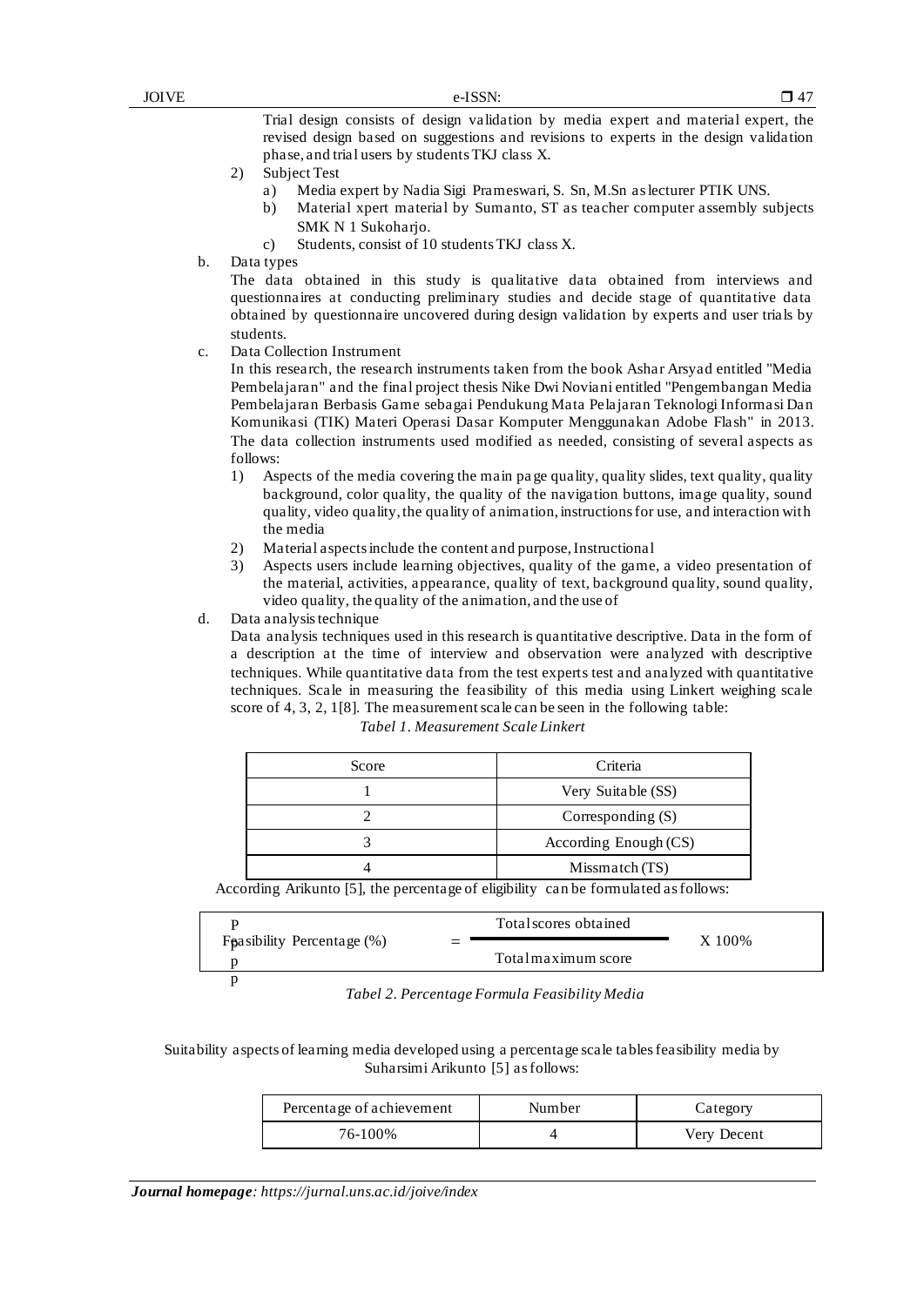Trial design consists of design validation by media expert and material expert, the revised design based on suggestions and revisions to experts in the design validation phase, and trial users by students TKJ class X.

2) Subject Test
   a) Media expert by Nadia Sigi Prameswari, S. Sn, M.Sn as lecturer PTIK UNS.
   b) Material xpert material by Sumanto, ST as teacher computer assembly subjects SMK N 1 Sukoharjo.
   c) Students, consist of 10 students TKJ class X.

b. Data types

The data obtained in this study is qualitative data obtained from interviews and questionnaires at conducting preliminary studies and decide stage of quantitative data obtained by questionnaire uncovered during design validation by experts and user trials by students.

c. Data Collection Instrument

In this research, the research instruments taken from the book Ashar Arsyad entitled "Media Pembelajaran" and the final project thesis Nike Dwi Noviani entitled "Pengembangan Media Pembelajaran Berbasis Game sebagai Pendukung Mata Pelajaran Teknologi Informasi Dan Komunikasi (TIK) Materi Operasi Dasar Komputer Menggunakan Adobe Flash" in 2013. The data collection instruments used modified as needed, consisting of several aspects as follows:

1) Aspects of the media covering the main page quality, quality slides, text quality, quality background, color quality, the quality of the navigation buttons, image quality, sound quality, video quality, the quality of animation, instructions for use, and interaction with the media
2) Material aspects include the content and purpose, Instructional
3) Aspects users include learning objectives, quality of the game, a video presentation of the material, activities, appearance, quality of text, background quality, sound quality, video quality, the quality of the animation, and the use of

d. Data analysis technique

Data analysis techniques used in this research is quantitative descriptive. Data in the form of a description at the time of interview and observation were analyzed with descriptive techniques. While quantitative data from the test experts test and analyzed with quantitative techniques. Scale in measuring the feasibility of this media using Linkert weighing scale score of 4, 3, 2, 1[8]. The measurement scale can be seen in the following table:

*Tabel 1. Measurement Scale Linkert*

| Score | Criteria |
|---|---|
| 1 | Very Suitable (SS) |
| 2 | Corresponding (S) |
| 3 | According Enough (CS) |
| 4 | Missmatch (TS) |

According Arikunto [5], the percentage of eligibility can be formulated as follows:

$$\text{Feasibility Percentage (\%)} = \frac{\text{Total scores obtained}}{\text{Total maximum score}} \times 100\%$$

*Tabel 2. Percentage Formula Feasibility Media*

Suitability aspects of learning media developed using a percentage scale tables feasibility media by Suharsimi Arikunto [5] as follows:

| Percentage of achievement | Number | Category |
|---|---|---|
| 76-100% | 4 | Very Decent |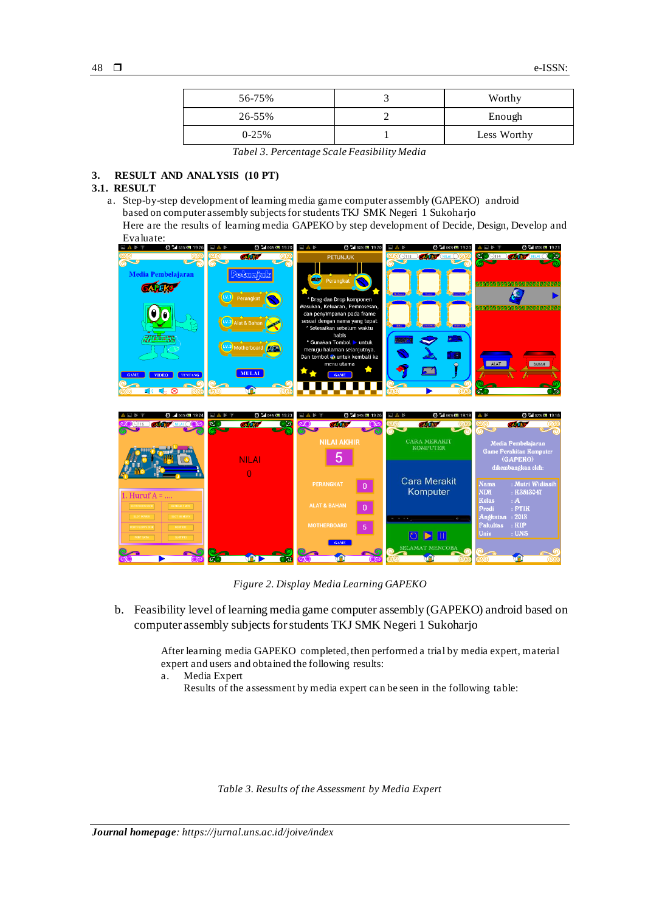| 56-75% | 3 | Worthy |
|---|---|---|
| 26-55% | 2 | Enough |
| 0-25% | 1 | Less Worthy |

*Tabel 3. Percentage Scale Feasibility Media*

## 3. RESULT AND ANALYSIS (10 PT)

### 3.1. RESULT

a. Step-by-step development of learning media game computer assembly (GAPEKO) android based on computer assembly subjects for students TKJ SMK Negeri 1 Sukoharjo
Here are the results of learning media GAPEKO by step development of Decide, Design, Develop and Evaluate:

*Figure 2. Display Media Learning GAPEKO*

b. Feasibility level of learning media game computer assembly (GAPEKO) android based on computer assembly subjects for students TKJ SMK Negeri 1 Sukoharjo

After learning media GAPEKO completed, then performed a trial by media expert, material expert and users and obtained the following results:

a. Media Expert
Results of the assessment by media expert can be seen in the following table:

*Table 3. Results of the Assessment by Media Expert*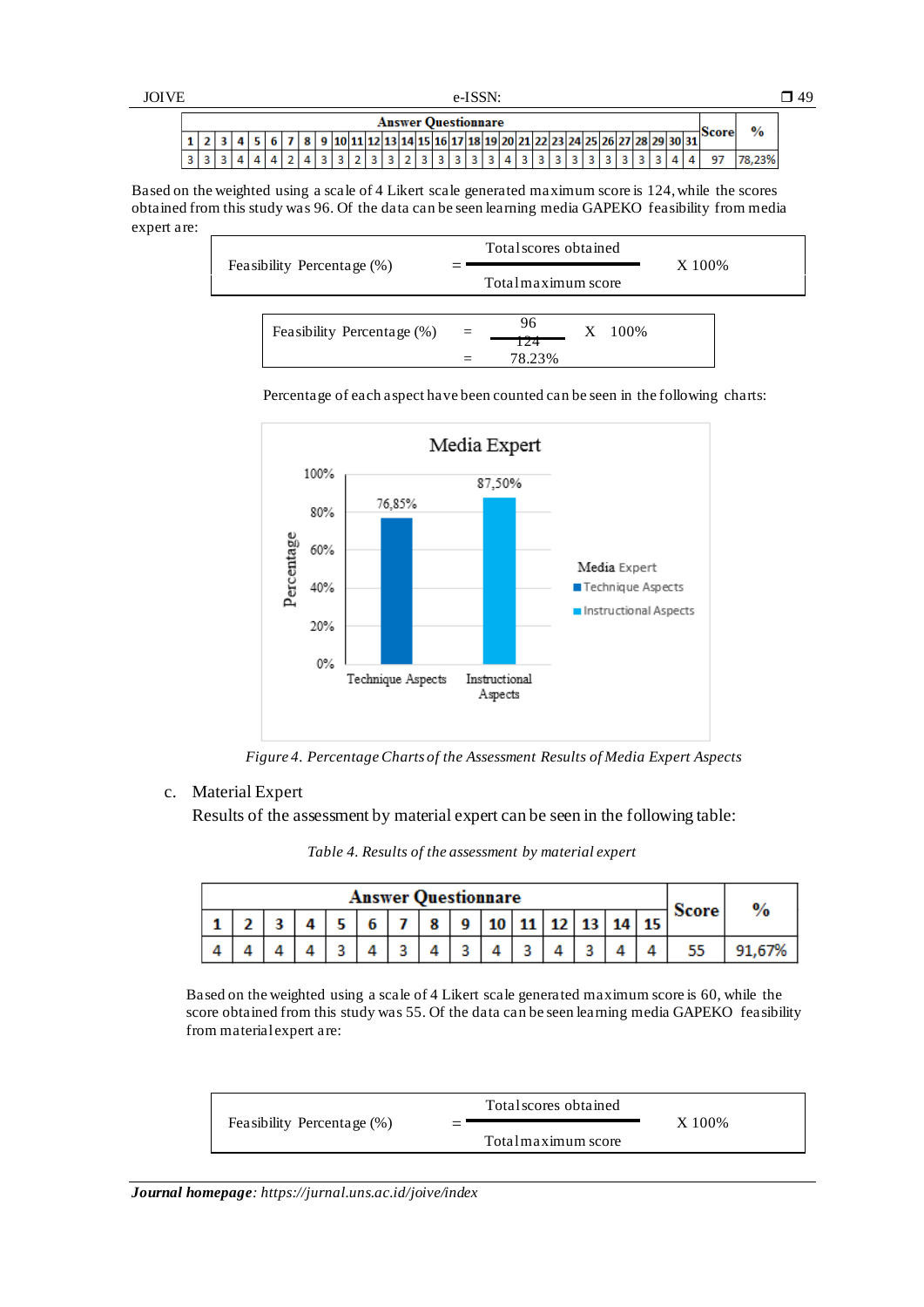| Answer Questionnare | | | | | | | | | | | | | | | | | | | | | | | | | | | | | | | Score | % |
|---|---|---|---|---|---|---|---|---|---|---|---|---|---|---|---|---|---|---|---|---|---|---|---|---|---|---|---|---|---|---|---|---|
| 1 | 2 | 3 | 4 | 5 | 6 | 7 | 8 | 9 | 10 | 11 | 12 | 13 | 14 | 15 | 16 | 17 | 18 | 19 | 20 | 21 | 22 | 23 | 24 | 25 | 26 | 27 | 28 | 29 | 30 | 31 | | |
| 3 | 3 | 3 | 4 | 4 | 4 | 2 | 4 | 3 | 3 | 2 | 3 | 3 | 2 | 3 | 3 | 3 | 3 | 3 | 4 | 3 | 3 | 3 | 3 | 3 | 3 | 3 | 3 | 4 | 4 | 4 | 97 | 78,23% |

Based on the weighted using a scale of 4 Likert scale generated maximum score is 124, while the scores obtained from this study was 96. Of the data can be seen learning media GAPEKO feasibility from media expert are:

$$\text{Feasibility Percentage (\%)} = \frac{\text{Total scores obtained}}{\text{Total maximum score}} \times 100\%$$

$$\text{Feasibility Percentage (\%)} = \frac{96}{124} \times 100\% = 78.23\%$$

Percentage of each aspect have been counted can be seen in the following charts:

*Figure 4. Percentage Charts of the Assessment Results of Media Expert Aspects*

c. Material Expert

Results of the assessment by material expert can be seen in the following table:

*Table 4. Results of the assessment by material expert*

| Answer Questionnare | | | | | | | | | | | | | | | Score | % |
|---|---|---|---|---|---|---|---|---|---|---|---|---|---|---|---|---|
| 1 | 2 | 3 | 4 | 5 | 6 | 7 | 8 | 9 | 10 | 11 | 12 | 13 | 14 | 15 | | |
| 4 | 4 | 4 | 4 | 3 | 4 | 3 | 4 | 3 | 4 | 3 | 4 | 3 | 4 | 4 | 55 | 91,67% |

Based on the weighted using a scale of 4 Likert scale generated maximum score is 60, while the score obtained from this study was 55. Of the data can be seen learning media GAPEKO feasibility from material expert are:

$$\text{Feasibility Percentage (\%)} = \frac{\text{Total scores obtained}}{\text{Total maximum score}} \times 100\%$$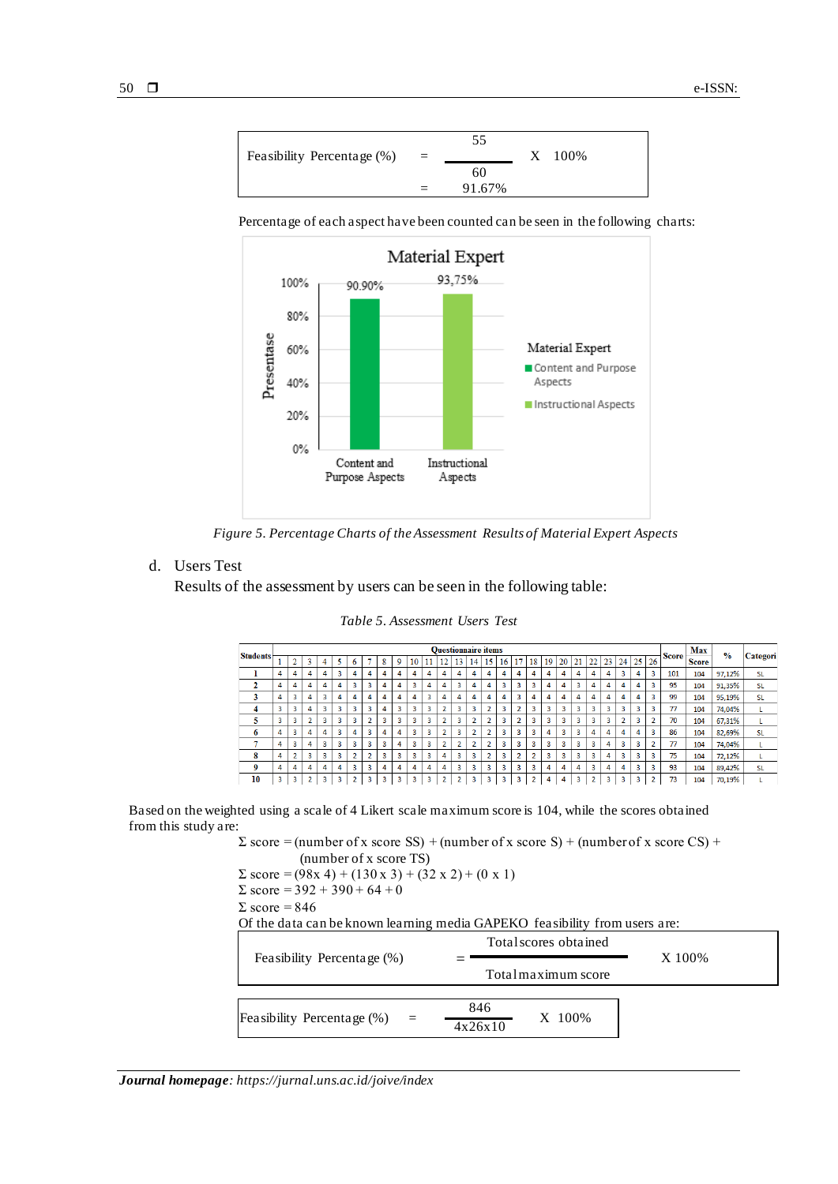| Feasibility Percentage (%) | = | $\frac{55}{60}$ X 100% |
|---|---|---|
| | = | 91.67% |

Percentage of each aspect have been counted can be seen in the following charts:

Figure 5. *Percentage Charts of the Assessment Results of Material Expert Aspects*

d. Users Test

Results of the assessment by users can be seen in the following table:

*Table 5. Assessment Users Test*

| Students | 1 | 2 | 3 | 4 | 5 | 6 | 7 | 8 | 9 | 10 | 11 | 12 | 13 | 14 | 15 | 16 | 17 | 18 | 19 | 20 | 21 | 22 | 23 | 24 | 25 | 26 | Score | Max Score | % | Categori |
|---|---|---|---|---|---|---|---|---|---|---|---|---|---|---|---|---|---|---|---|---|---|---|---|---|---|---|---|---|---|---|
| 1 | 4 | 4 | 4 | 4 | 3 | 4 | 4 | 4 | 4 | 4 | 4 | 4 | 4 | 4 | 4 | 4 | 4 | 4 | 4 | 4 | 4 | 4 | 4 | 3 | 4 | 3 | 101 | 104 | 97,12% | SL |
| 2 | 4 | 4 | 4 | 4 | 4 | 3 | 3 | 4 | 4 | 3 | 4 | 4 | 3 | 4 | 4 | 3 | 3 | 3 | 4 | 4 | 3 | 4 | 4 | 4 | 4 | 3 | 95 | 104 | 91,35% | SL |
| 3 | 4 | 3 | 4 | 3 | 4 | 4 | 4 | 4 | 4 | 4 | 3 | 4 | 4 | 4 | 4 | 4 | 3 | 4 | 4 | 4 | 4 | 4 | 4 | 4 | 4 | 3 | 99 | 104 | 95,19% | SL |
| 4 | 3 | 3 | 4 | 3 | 3 | 3 | 3 | 4 | 3 | 3 | 3 | 2 | 3 | 3 | 2 | 3 | 2 | 3 | 3 | 3 | 3 | 3 | 3 | 3 | 3 | 3 | 77 | 104 | 74,04% | L |
| 5 | 3 | 3 | 2 | 3 | 3 | 3 | 2 | 3 | 3 | 3 | 3 | 2 | 3 | 2 | 2 | 3 | 2 | 3 | 3 | 3 | 3 | 3 | 3 | 2 | 3 | 2 | 70 | 104 | 67,31% | L |
| 6 | 4 | 3 | 4 | 4 | 3 | 4 | 3 | 4 | 4 | 3 | 3 | 2 | 3 | 2 | 2 | 3 | 3 | 3 | 4 | 3 | 3 | 4 | 4 | 4 | 4 | 3 | 86 | 104 | 82,69% | SL |
| 7 | 4 | 3 | 4 | 3 | 3 | 3 | 3 | 3 | 4 | 3 | 3 | 2 | 2 | 2 | 2 | 3 | 3 | 3 | 3 | 3 | 3 | 3 | 4 | 3 | 3 | 2 | 77 | 104 | 74,04% | L |
| 8 | 4 | 2 | 3 | 3 | 3 | 2 | 2 | 3 | 3 | 3 | 3 | 4 | 3 | 3 | 2 | 3 | 2 | 2 | 3 | 3 | 3 | 3 | 4 | 3 | 3 | 3 | 75 | 104 | 72,12% | L |
| 9 | 4 | 4 | 4 | 4 | 4 | 3 | 3 | 4 | 4 | 4 | 4 | 4 | 3 | 3 | 3 | 3 | 3 | 3 | 4 | 4 | 4 | 3 | 4 | 4 | 3 | 3 | 93 | 104 | 89,42% | SL |
| 10 | 3 | 3 | 2 | 3 | 3 | 2 | 3 | 3 | 3 | 3 | 3 | 2 | 2 | 3 | 3 | 3 | 3 | 2 | 4 | 4 | 3 | 2 | 3 | 3 | 3 | 2 | 73 | 104 | 70,19% | L |

Based on the weighted using a scale of 4 Likert scale maximum score is 104, while the scores obtained from this study are:

Σ score = (number of x score SS) + (number of x score S) + (number of x score CS) + (number of x score TS)

Σ score = (98x 4) + (130 x 3) + (32 x 2) + (0 x 1)

Σ score = 392 + 390 + 64 + 0

Σ score = 846

Of the data can be known learning media GAPEKO feasibility from users are:

| Feasibility Percentage (%) | = | $\frac{\text{Total scores obtained}}{\text{Total maximum score}}$ X 100% |
|---|---|---|

| Feasibility Percentage (%) | = | $\frac{846}{4x26x10}$ X 100% |
|---|---|---|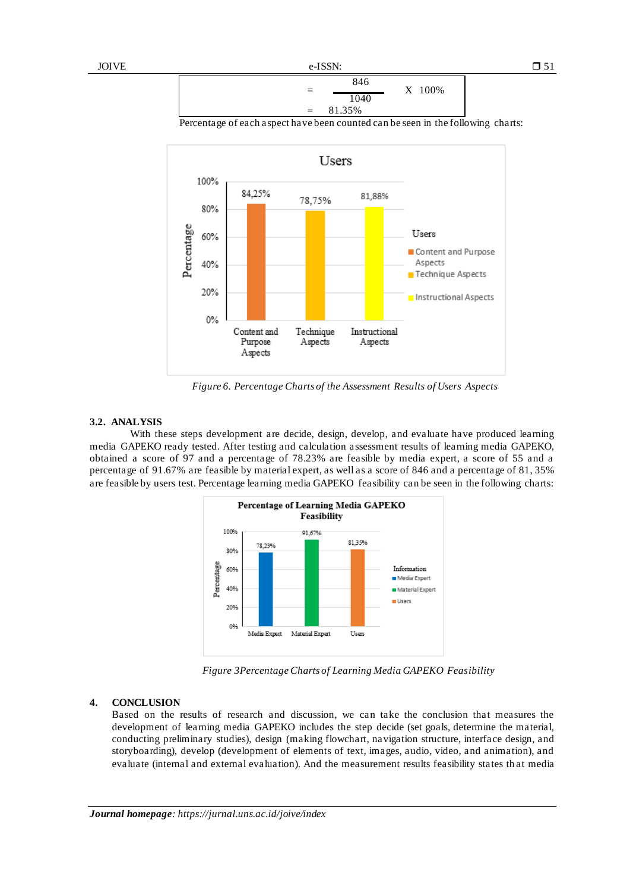$$= \frac{846}{1040} \times 100\%$$

$$= 81.35\%$$

Percentage of each aspect have been counted can be seen in the following charts:

*Figure 6. Percentage Charts of the Assessment Results of Users Aspects*

### 3.2. ANALYSIS

With these steps development are decide, design, develop, and evaluate have produced learning media GAPEKO ready tested. After testing and calculation assessment results of learning media GAPEKO, obtained a score of 97 and a percentage of 78.23% are feasible by media expert, a score of 55 and a percentage of 91.67% are feasible by material expert, as well as a score of 846 and a percentage of 81, 35% are feasible by users test. Percentage learning media GAPEKO feasibility can be seen in the following charts:

*Figure 3Percentage Charts of Learning Media GAPEKO Feasibility*

## 4. CONCLUSION

Based on the results of research and discussion, we can take the conclusion that measures the development of learning media GAPEKO includes the step decide (set goals, determine the material, conducting preliminary studies), design (making flowchart, navigation structure, interface design, and storyboarding), develop (development of elements of text, images, audio, video, and animation), and evaluate (internal and external evaluation). And the measurement results feasibility states that media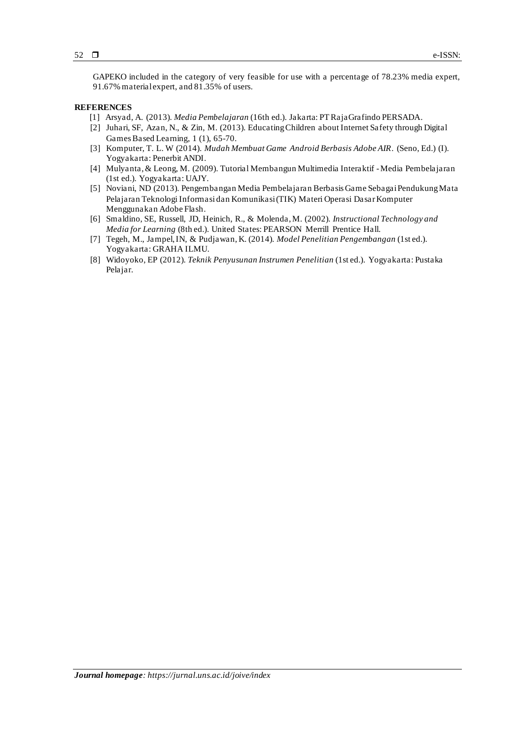GAPEKO included in the category of very feasible for use with a percentage of 78.23% media expert, 91.67% material expert, and 81.35% of users.

## REFERENCES

[1] Arsyad, A. (2013). *Media Pembelajaran* (16th ed.). Jakarta: PT RajaGrafindo PERSADA.

[2] Juhari, SF, Azan, N., & Zin, M. (2013). Educating Children about Internet Safety through Digital Games Based Learning, 1 (1), 65-70.

[3] Komputer, T. L. W (2014). *Mudah Membuat Game Android Berbasis Adobe AIR*. (Seno, Ed.) (I). Yogyakarta: Penerbit ANDI.

[4] Mulyanta, & Leong, M. (2009). Tutorial Membangun Multimedia Interaktif - Media Pembelajaran (1st ed.). Yogyakarta: UAJY.

[5] Noviani, ND (2013). Pengembangan Media Pembelajaran Berbasis Game Sebagai Pendukung Mata Pelajaran Teknologi Informasi dan Komunikasi (TIK) Materi Operasi Dasar Komputer Menggunakan Adobe Flash.

[6] Smaldino, SE, Russell, JD, Heinich, R., & Molenda, M. (2002). *Instructional Technology and Media for Learning* (8th ed.). United States: PEARSON Merrill Prentice Hall.

[7] Tegeh, M., Jampel, IN, & Pudjawan, K. (2014). *Model Penelitian Pengembangan* (1st ed.). Yogyakarta: GRAHA ILMU.

[8] Widoyoko, EP (2012). *Teknik Penyusunan Instrumen Penelitian* (1st ed.). Yogyakarta: Pustaka Pelajar.